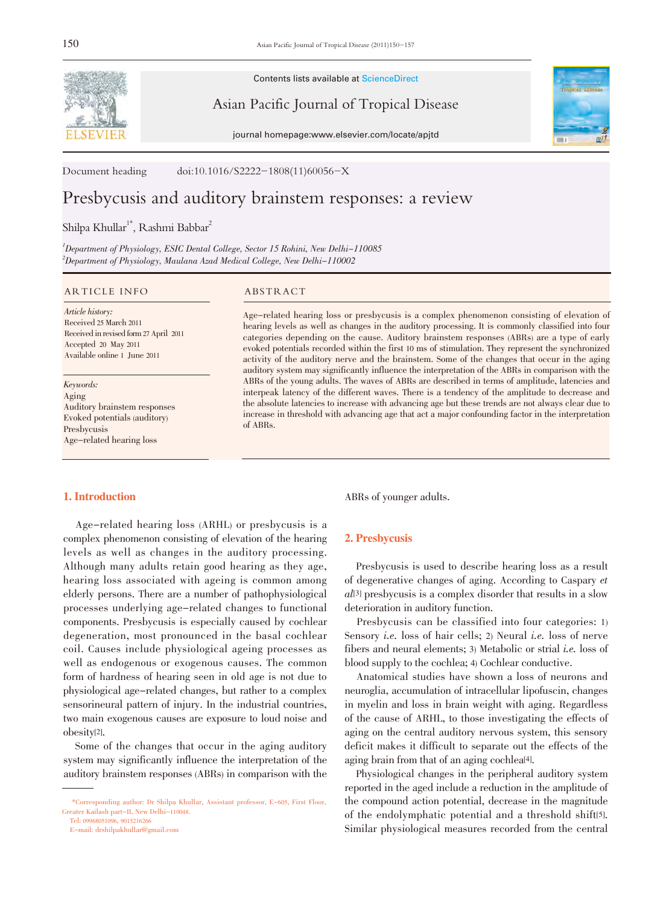Contents lists available at ScienceDirect

Asian Pacific Journal of Tropical Disease

journal homepage:www.elsevier.com/locate/apjtd

Document heading doi:10.1016/S2222-1808(11)60056-X

# Presbycusis and auditory brainstem responses: a review

Shilpa Khullar[1*], Rashmi Babbar[2]

[1]*Department of Physiology, ESIC Dental College, Sector 15 Rohini, New Delhi-110085*
[2]*Department of Physiology, Maulana Azad Medical College, New Delhi-110002*

## ARTICLE INFO

*Article history:*
Received 25 March 2011
Received in revised form 27 April 2011
Accepted 20 May 2011
Available online 1 June 2011

*Keywords:*
Aging
Auditory brainstem responses
Evoked potentials (auditory)
Presbycusis
Age-related hearing loss

## ABSTRACT

Age-related hearing loss or presbycusis is a complex phenomenon consisting of elevation of hearing levels as well as changes in the auditory processing. It is commonly classified into four categories depending on the cause. Auditory brainstem responses (ABRs) are a type of early evoked potentials recorded within the first 10 ms of stimulation. They represent the synchronized activity of the auditory nerve and the brainstem. Some of the changes that occur in the aging auditory system may significantly influence the interpretation of the ABRs in comparison with the ABRs of the young adults. The waves of ABRs are described in terms of amplitude, latencies and interpeak latency of the different waves. There is a tendency of the amplitude to decrease and the absolute latencies to increase with advancing age but these trends are not always clear due to increase in threshold with advancing age that act a major confounding factor in the interpretation of ABRs.

## 1. Introduction

Age-related hearing loss (ARHL) or presbycusis is a complex phenomenon consisting of elevation of the hearing levels as well as changes in the auditory processing. Although many adults retain good hearing as they age, hearing loss associated with ageing is common among elderly persons. There are a number of pathophysiological processes underlying age-related changes to functional components. Presbycusis is especially caused by cochlear degeneration, most pronounced in the basal cochlear coil. Causes include physiological ageing processes as well as endogenous or exogenous causes. The common form of hardness of hearing seen in old age is not due to physiological age-related changes, but rather to a complex sensorineural pattern of injury. In the industrial countries, two main exogenous causes are exposure to loud noise and obesity[2].

Some of the changes that occur in the aging auditory system may significantly influence the interpretation of the auditory brainstem responses (ABRs) in comparison with the ABRs of younger adults.

## 2. Presbycusis

Presbycusis is used to describe hearing loss as a result of degenerative changes of aging. According to Caspary *et al*[3] presbycusis is a complex disorder that results in a slow deterioration in auditory function.

Presbycusis can be classified into four categories: 1) Sensory *i.e.* loss of hair cells; 2) Neural *i.e.* loss of nerve fibers and neural elements; 3) Metabolic or strial *i.e.* loss of blood supply to the cochlea; 4) Cochlear conductive.

Anatomical studies have shown a loss of neurons and neuroglia, accumulation of intracellular lipofuscin, changes in myelin and loss in brain weight with aging. Regardless of the cause of ARHL, to those investigating the effects of aging on the central auditory nervous system, this sensory deficit makes it difficult to separate out the effects of the aging brain from that of an aging cochlea[4].

Physiological changes in the peripheral auditory system reported in the aged include a reduction in the amplitude of the compound action potential, decrease in the magnitude of the endolymphatic potential and a threshold shift[5]. Similar physiological measures recorded from the central

*Corresponding author: Dr Shilpa Khullar, Assistant professor, E-605, First Floor, Greater Kailash part-II, New Delhi-110048.
Tel: 09968051096, 9015216266
E-mail: drshilpakhullar@gmail.com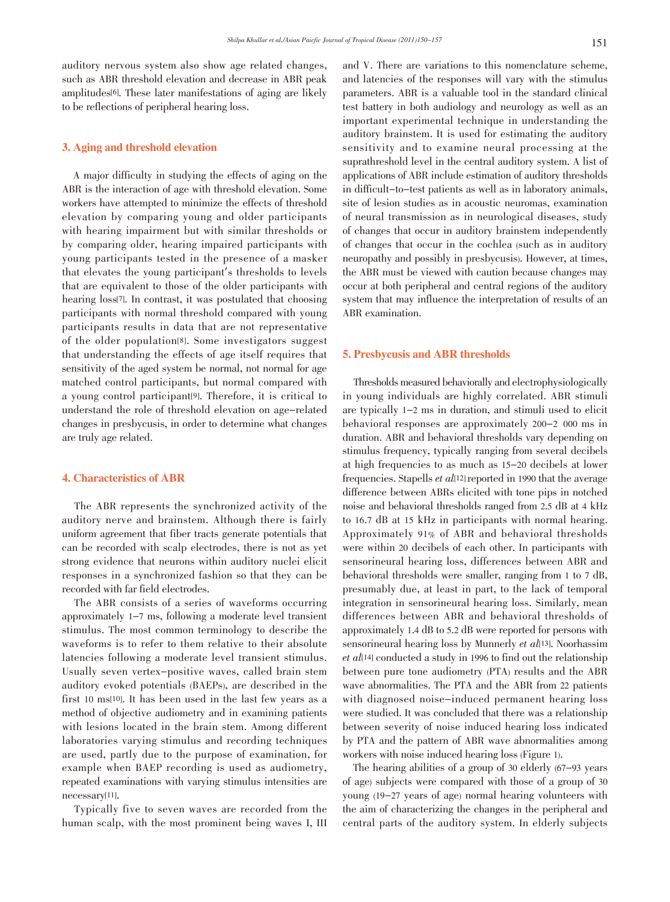auditory nervous system also show age related changes, such as ABR threshold elevation and decrease in ABR peak amplitudes[6]. These later manifestations of aging are likely to be reflections of peripheral hearing loss.

## 3. Aging and threshold elevation

A major difficulty in studying the effects of aging on the ABR is the interaction of age with threshold elevation. Some workers have attempted to minimize the effects of threshold elevation by comparing young and older participants with hearing impairment but with similar thresholds or by comparing older, hearing impaired participants with young participants tested in the presence of a masker that elevates the young participant's thresholds to levels that are equivalent to those of the older participants with hearing loss[7]. In contrast, it was postulated that choosing participants with normal threshold compared with young participants results in data that are not representative of the older population[8]. Some investigators suggest that understanding the effects of age itself requires that sensitivity of the aged system be normal, not normal for age matched control participants, but normal compared with a young control participant[9]. Therefore, it is critical to understand the role of threshold elevation on age-related changes in presbycusis, in order to determine what changes are truly age related.

## 4. Characteristics of ABR

The ABR represents the synchronized activity of the auditory nerve and brainstem. Although there is fairly uniform agreement that fiber tracts generate potentials that can be recorded with scalp electrodes, there is not as yet strong evidence that neurons within auditory nuclei elicit responses in a synchronized fashion so that they can be recorded with far field electrodes.

The ABR consists of a series of waveforms occurring approximately 1-7 ms, following a moderate level transient stimulus. The most common terminology to describe the waveforms is to refer to them relative to their absolute latencies following a moderate level transient stimulus. Usually seven vertex-positive waves, called brain stem auditory evoked potentials (BAEPs), are described in the first 10 ms[10]. It has been used in the last few years as a method of objective audiometry and in examining patients with lesions located in the brain stem. Among different laboratories varying stimulus and recording techniques are used, partly due to the purpose of examination, for example when BAEP recording is used as audiometry, repeated examinations with varying stimulus intensities are necessary[11].

Typically five to seven waves are recorded from the human scalp, with the most prominent being waves I, III and V. There are variations to this nomenclature scheme, and latencies of the responses will vary with the stimulus parameters. ABR is a valuable tool in the standard clinical test battery in both audiology and neurology as well as an important experimental technique in understanding the auditory brainstem. It is used for estimating the auditory sensitivity and to examine neural processing at the suprathreshold level in the central auditory system. A list of applications of ABR include estimation of auditory thresholds in difficult-to-test patients as well as in laboratory animals, site of lesion studies as in acoustic neuromas, examination of neural transmission as in neurological diseases, study of changes that occur in auditory brainstem independently of changes that occur in the cochlea (such as in auditory neuropathy and possibly in presbycusis). However, at times, the ABR must be viewed with caution because changes may occur at both peripheral and central regions of the auditory system that may influence the interpretation of results of an ABR examination.

## 5. Presbycusis and ABR thresholds

Thresholds measured behaviorally and electrophysiologically in young individuals are highly correlated. ABR stimuli are typically 1-2 ms in duration, and stimuli used to elicit behavioral responses are approximately 200-2 000 ms in duration. ABR and behavioral thresholds vary depending on stimulus frequency, typically ranging from several decibels at high frequencies to as much as 15-20 decibels at lower frequencies. Stapells *et al*[12] reported in 1990 that the average difference between ABRs elicited with tone pips in notched noise and behavioral thresholds ranged from 2.5 dB at 4 kHz to 16.7 dB at 15 kHz in participants with normal hearing. Approximately 91% of ABR and behavioral thresholds were within 20 decibels of each other. In participants with sensorineural hearing loss, differences between ABR and behavioral thresholds were smaller, ranging from 1 to 7 dB, presumably due, at least in part, to the lack of temporal integration in sensorineural hearing loss. Similarly, mean differences between ABR and behavioral thresholds of approximately 1.4 dB to 5.2 dB were reported for persons with sensorineural hearing loss by Munnerly *et al*[13]. Noorhassim *et al*[14] conducted a study in 1996 to find out the relationship between pure tone audiometry (PTA) results and the ABR wave abnormalities. The PTA and the ABR from 22 patients with diagnosed noise-induced permanent hearing loss were studied. It was concluded that there was a relationship between severity of noise induced hearing loss indicated by PTA and the pattern of ABR wave abnormalities among workers with noise induced hearing loss (Figure 1).

The hearing abilities of a group of 30 elderly (67-93 years of age) subjects were compared with those of a group of 30 young (19-27 years of age) normal hearing volunteers with the aim of characterizing the changes in the peripheral and central parts of the auditory system. In elderly subjects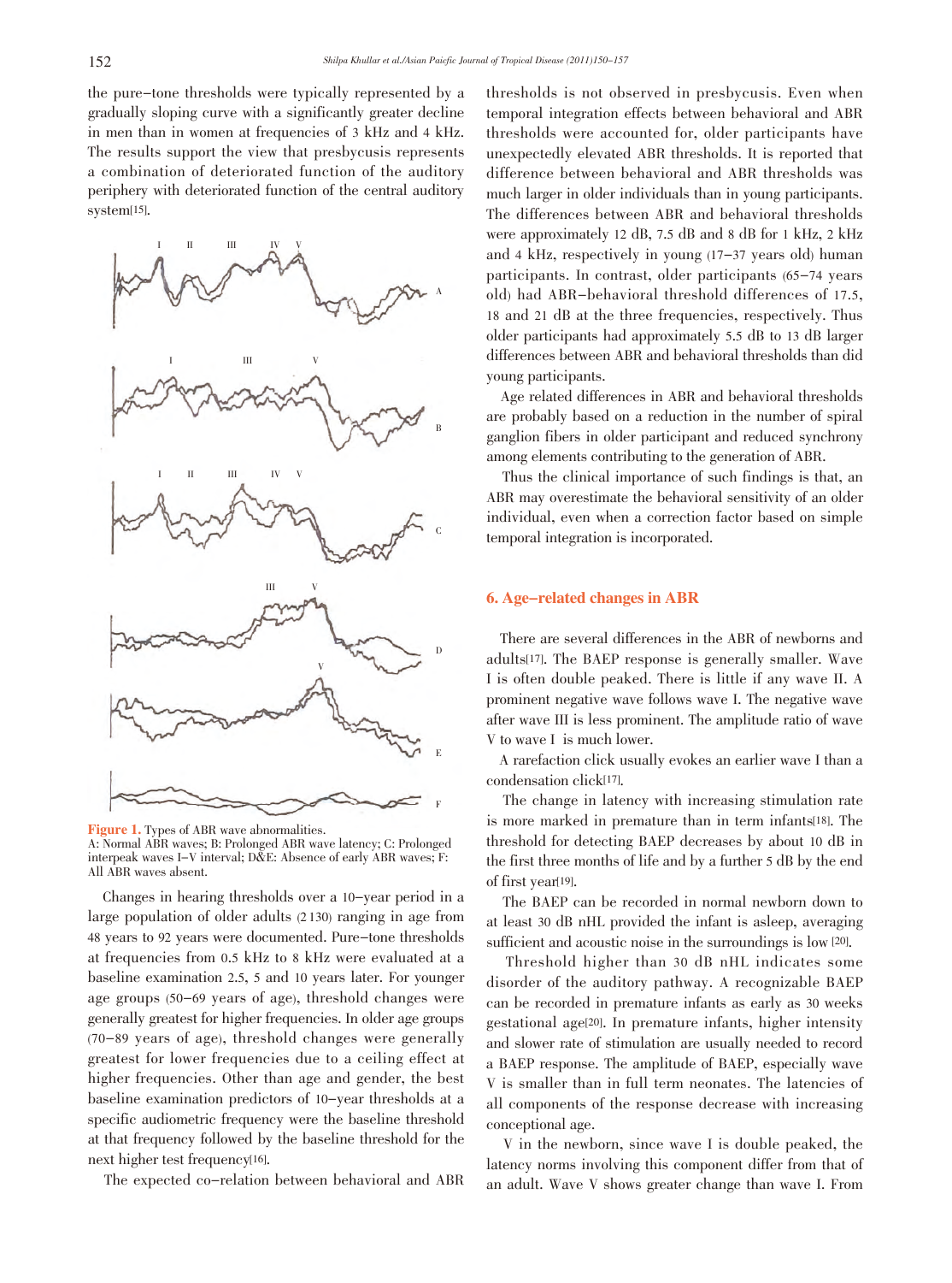the pure-tone thresholds were typically represented by a gradually sloping curve with a significantly greater decline in men than in women at frequencies of 3 kHz and 4 kHz. The results support the view that presbycusis represents a combination of deteriorated function of the auditory periphery with deteriorated function of the central auditory system[15].

**Figure 1.** Types of ABR wave abnormalities.
A: Normal ABR waves; B: Prolonged ABR wave latency; C: Prolonged interpeak waves I–V interval; D&E: Absence of early ABR waves; F: All ABR waves absent.

Changes in hearing thresholds over a 10-year period in a large population of older adults (2 130) ranging in age from 48 years to 92 years were documented. Pure-tone thresholds at frequencies from 0.5 kHz to 8 kHz were evaluated at a baseline examination 2.5, 5 and 10 years later. For younger age groups (50–69 years of age), threshold changes were generally greatest for higher frequencies. In older age groups (70–89 years of age), threshold changes were generally greatest for lower frequencies due to a ceiling effect at higher frequencies. Other than age and gender, the best baseline examination predictors of 10-year thresholds at a specific audiometric frequency were the baseline threshold at that frequency followed by the baseline threshold for the next higher test frequency[16].

The expected co-relation between behavioral and ABR thresholds is not observed in presbycusis. Even when temporal integration effects between behavioral and ABR thresholds were accounted for, older participants have unexpectedly elevated ABR thresholds. It is reported that difference between behavioral and ABR thresholds was much larger in older individuals than in young participants. The differences between ABR and behavioral thresholds were approximately 12 dB, 7.5 dB and 8 dB for 1 kHz, 2 kHz and 4 kHz, respectively in young (17–37 years old) human participants. In contrast, older participants (65–74 years old) had ABR-behavioral threshold differences of 17.5, 18 and 21 dB at the three frequencies, respectively. Thus older participants had approximately 5.5 dB to 13 dB larger differences between ABR and behavioral thresholds than did young participants.

Age related differences in ABR and behavioral thresholds are probably based on a reduction in the number of spiral ganglion fibers in older participant and reduced synchrony among elements contributing to the generation of ABR.

Thus the clinical importance of such findings is that, an ABR may overestimate the behavioral sensitivity of an older individual, even when a correction factor based on simple temporal integration is incorporated.

## 6. Age-related changes in ABR

There are several differences in the ABR of newborns and adults[17]. The BAEP response is generally smaller. Wave I is often double peaked. There is little if any wave II. A prominent negative wave follows wave I. The negative wave after wave III is less prominent. The amplitude ratio of wave V to wave I is much lower.

A rarefaction click usually evokes an earlier wave I than a condensation click[17].

The change in latency with increasing stimulation rate is more marked in premature than in term infants[18]. The threshold for detecting BAEP decreases by about 10 dB in the first three months of life and by a further 5 dB by the end of first year[19].

The BAEP can be recorded in normal newborn down to at least 30 dB nHL provided the infant is asleep, averaging sufficient and acoustic noise in the surroundings is low [20].

Threshold higher than 30 dB nHL indicates some disorder of the auditory pathway. A recognizable BAEP can be recorded in premature infants as early as 30 weeks gestational age[20]. In premature infants, higher intensity and slower rate of stimulation are usually needed to record a BAEP response. The amplitude of BAEP, especially wave V is smaller than in full term neonates. The latencies of all components of the response decrease with increasing conceptional age.

V in the newborn, since wave I is double peaked, the latency norms involving this component differ from that of an adult. Wave V shows greater change than wave I. From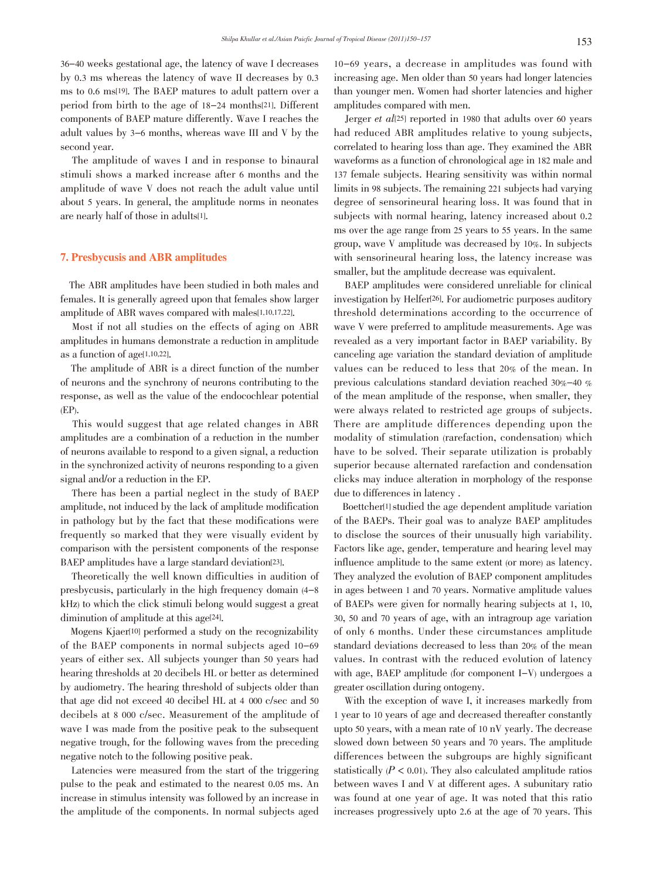36–40 weeks gestational age, the latency of wave I decreases by 0.3 ms whereas the latency of wave II decreases by 0.3 ms to 0.6 ms[19]. The BAEP matures to adult pattern over a period from birth to the age of 18–24 months[21]. Different components of BAEP mature differently. Wave I reaches the adult values by 3–6 months, whereas wave III and V by the second year.

The amplitude of waves I and in response to binaural stimuli shows a marked increase after 6 months and the amplitude of wave V does not reach the adult value until about 5 years. In general, the amplitude norms in neonates are nearly half of those in adults[1].

## 7. Presbycusis and ABR amplitudes

The ABR amplitudes have been studied in both males and females. It is generally agreed upon that females show larger amplitude of ABR waves compared with males[1,10,17,22].

Most if not all studies on the effects of aging on ABR amplitudes in humans demonstrate a reduction in amplitude as a function of age[1,10,22].

The amplitude of ABR is a direct function of the number of neurons and the synchrony of neurons contributing to the response, as well as the value of the endocochlear potential (EP).

This would suggest that age related changes in ABR amplitudes are a combination of a reduction in the number of neurons available to respond to a given signal, a reduction in the synchronized activity of neurons responding to a given signal and/or a reduction in the EP.

There has been a partial neglect in the study of BAEP amplitude, not induced by the lack of amplitude modification in pathology but by the fact that these modifications were frequently so marked that they were visually evident by comparison with the persistent components of the response BAEP amplitudes have a large standard deviation[23].

Theoretically the well known difficulties in audition of presbycusis, particularly in the high frequency domain (4–8 kHz) to which the click stimuli belong would suggest a great diminution of amplitude at this age[24].

Mogens Kjaer[10] performed a study on the recognizability of the BAEP components in normal subjects aged 10–69 years of either sex. All subjects younger than 50 years had hearing thresholds at 20 decibels HL or better as determined by audiometry. The hearing threshold of subjects older than that age did not exceed 40 decibel HL at 4 000 c/sec and 50 decibels at 8 000 c/sec. Measurement of the amplitude of wave I was made from the positive peak to the subsequent negative trough, for the following waves from the preceding negative notch to the following positive peak.

Latencies were measured from the start of the triggering pulse to the peak and estimated to the nearest 0.05 ms. An increase in stimulus intensity was followed by an increase in the amplitude of the components. In normal subjects aged 10–69 years, a decrease in amplitudes was found with increasing age. Men older than 50 years had longer latencies than younger men. Women had shorter latencies and higher amplitudes compared with men.

Jerger *et al*[25] reported in 1980 that adults over 60 years had reduced ABR amplitudes relative to young subjects, correlated to hearing loss than age. They examined the ABR waveforms as a function of chronological age in 182 male and 137 female subjects. Hearing sensitivity was within normal limits in 98 subjects. The remaining 221 subjects had varying degree of sensorineural hearing loss. It was found that in subjects with normal hearing, latency increased about 0.2 ms over the age range from 25 years to 55 years. In the same group, wave V amplitude was decreased by 10%. In subjects with sensorineural hearing loss, the latency increase was smaller, but the amplitude decrease was equivalent.

BAEP amplitudes were considered unreliable for clinical investigation by Helfer[26]. For audiometric purposes auditory threshold determinations according to the occurrence of wave V were preferred to amplitude measurements. Age was revealed as a very important factor in BAEP variability. By canceling age variation the standard deviation of amplitude values can be reduced to less that 20% of the mean. In previous calculations standard deviation reached 30%–40 % of the mean amplitude of the response, when smaller, they were always related to restricted age groups of subjects. There are amplitude differences depending upon the modality of stimulation (rarefaction, condensation) which have to be solved. Their separate utilization is probably superior because alternated rarefaction and condensation clicks may induce alteration in morphology of the response due to differences in latency .

Boettcher[1] studied the age dependent amplitude variation of the BAEPs. Their goal was to analyze BAEP amplitudes to disclose the sources of their unusually high variability. Factors like age, gender, temperature and hearing level may influence amplitude to the same extent (or more) as latency. They analyzed the evolution of BAEP component amplitudes in ages between 1 and 70 years. Normative amplitude values of BAEPs were given for normally hearing subjects at 1, 10, 30, 50 and 70 years of age, with an intragroup age variation of only 6 months. Under these circumstances amplitude standard deviations decreased to less than 20% of the mean values. In contrast with the reduced evolution of latency with age, BAEP amplitude (for component I–V) undergoes a greater oscillation during ontogeny.

With the exception of wave I, it increases markedly from 1 year to 10 years of age and decreased thereafter constantly upto 50 years, with a mean rate of 10 nV yearly. The decrease slowed down between 50 years and 70 years. The amplitude differences between the subgroups are highly significant statistically ($P < 0.01$). They also calculated amplitude ratios between waves I and V at different ages. A subunitary ratio was found at one year of age. It was noted that this ratio increases progressively upto 2.6 at the age of 70 years. This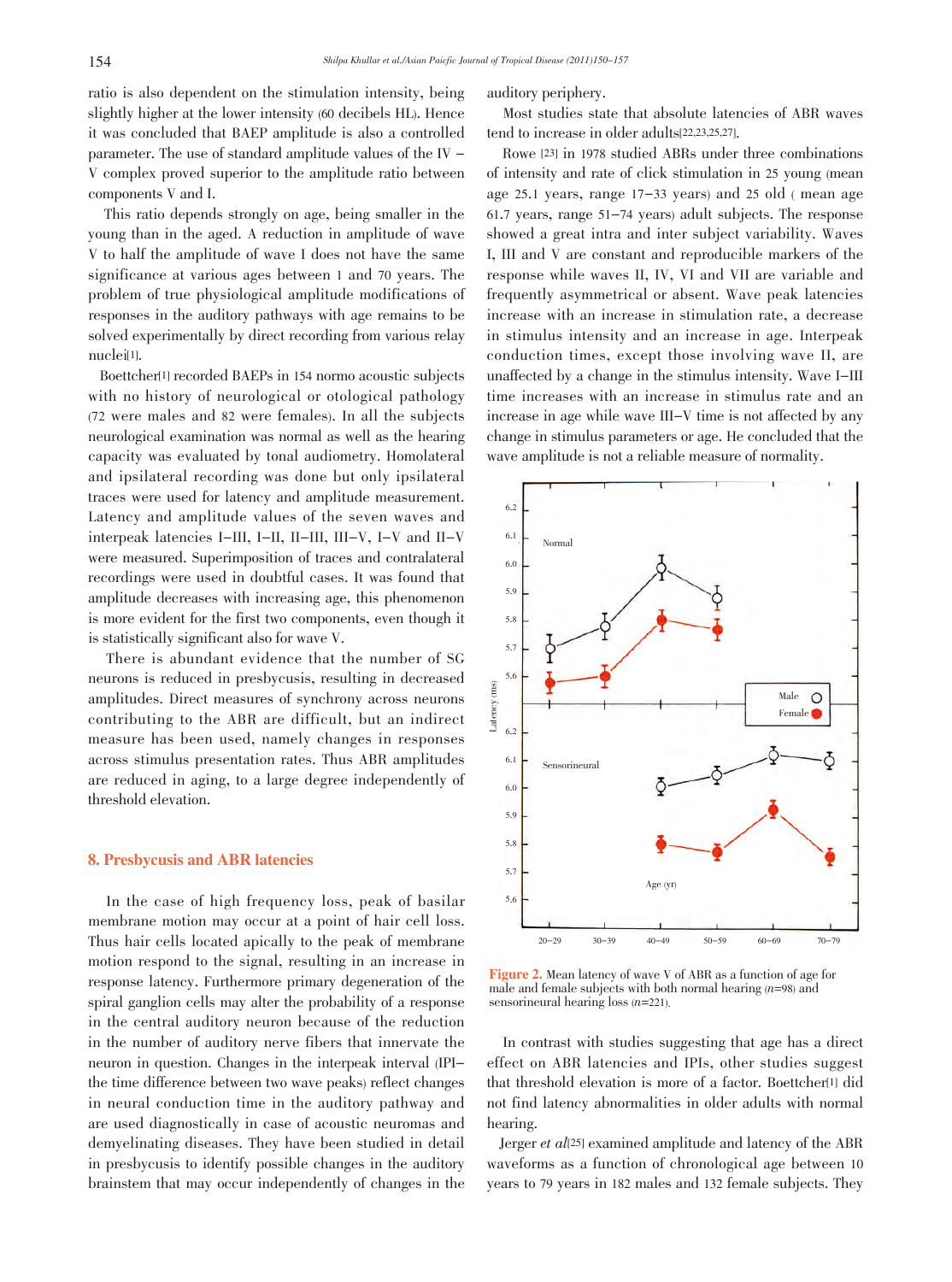ratio is also dependent on the stimulation intensity, being slightly higher at the lower intensity (60 decibels HL). Hence it was concluded that BAEP amplitude is also a controlled parameter. The use of standard amplitude values of the IV – V complex proved superior to the amplitude ratio between components V and I.

This ratio depends strongly on age, being smaller in the young than in the aged. A reduction in amplitude of wave V to half the amplitude of wave I does not have the same significance at various ages between 1 and 70 years. The problem of true physiological amplitude modifications of responses in the auditory pathways with age remains to be solved experimentally by direct recording from various relay nuclei[1].

Boettcher[1] recorded BAEPs in 154 normo acoustic subjects with no history of neurological or otological pathology (72 were males and 82 were females). In all the subjects neurological examination was normal as well as the hearing capacity was evaluated by tonal audiometry. Homolateral and ipsilateral recording was done but only ipsilateral traces were used for latency and amplitude measurement. Latency and amplitude values of the seven waves and interpeak latencies I–III, I–II, II–III, III–V, I–V and II–V were measured. Superimposition of traces and contralateral recordings were used in doubtful cases. It was found that amplitude decreases with increasing age, this phenomenon is more evident for the first two components, even though it is statistically significant also for wave V.

There is abundant evidence that the number of SG neurons is reduced in presbycusis, resulting in decreased amplitudes. Direct measures of synchrony across neurons contributing to the ABR are difficult, but an indirect measure has been used, namely changes in responses across stimulus presentation rates. Thus ABR amplitudes are reduced in aging, to a large degree independently of threshold elevation.

## 8. Presbycusis and ABR latencies

In the case of high frequency loss, peak of basilar membrane motion may occur at a point of hair cell loss. Thus hair cells located apically to the peak of membrane motion respond to the signal, resulting in an increase in response latency. Furthermore primary degeneration of the spiral ganglion cells may alter the probability of a response in the central auditory neuron because of the reduction in the number of auditory nerve fibers that innervate the neuron in question. Changes in the interpeak interval (IPI–the time difference between two wave peaks) reflect changes in neural conduction time in the auditory pathway and are used diagnostically in case of acoustic neuromas and demyelinating diseases. They have been studied in detail in presbycusis to identify possible changes in the auditory brainstem that may occur independently of changes in the auditory periphery.

Most studies state that absolute latencies of ABR waves tend to increase in older adults[22,23,25,27].

Rowe [23] in 1978 studied ABRs under three combinations of intensity and rate of click stimulation in 25 young (mean age 25.1 years, range 17–33 years) and 25 old ( mean age 61.7 years, range 51–74 years) adult subjects. The response showed a great intra and inter subject variability. Waves I, III and V are constant and reproducible markers of the response while waves II, IV, VI and VII are variable and frequently asymmetrical or absent. Wave peak latencies increase with an increase in stimulation rate, a decrease in stimulus intensity and an increase in age. Interpeak conduction times, except those involving wave II, are unaffected by a change in the stimulus intensity. Wave I–III time increases with an increase in stimulus rate and an increase in age while wave III–V time is not affected by any change in stimulus parameters or age. He concluded that the wave amplitude is not a reliable measure of normality.

**Figure 2.** Mean latency of wave V of ABR as a function of age for male and female subjects with both normal hearing ($n$=98) and sensorineural hearing loss ($n$=221).

In contrast with studies suggesting that age has a direct effect on ABR latencies and IPIs, other studies suggest that threshold elevation is more of a factor. Boettcher[1] did not find latency abnormalities in older adults with normal hearing.

Jerger *et al*[25] examined amplitude and latency of the ABR waveforms as a function of chronological age between 10 years to 79 years in 182 males and 132 female subjects. They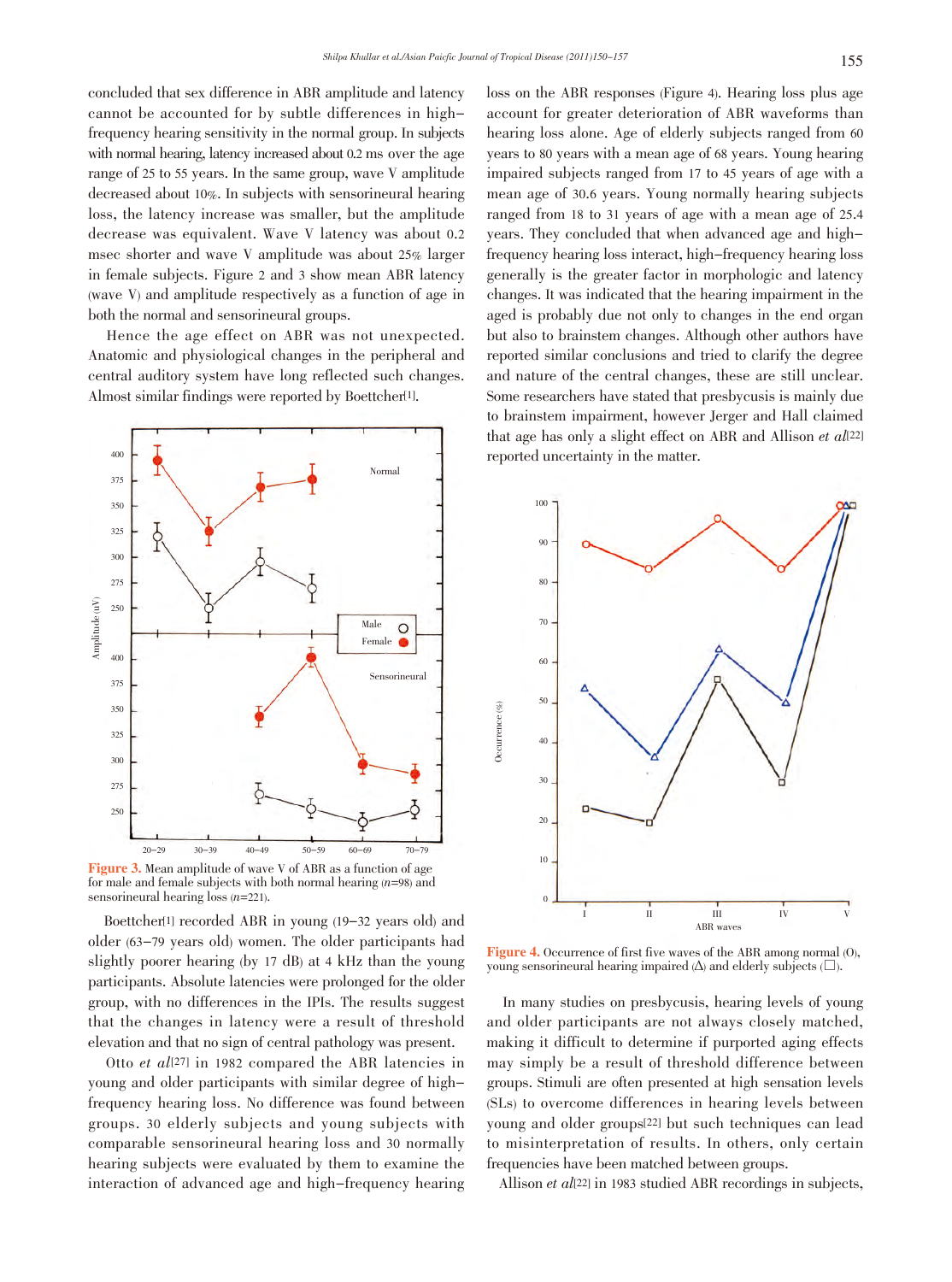concluded that sex difference in ABR amplitude and latency cannot be accounted for by subtle differences in high–frequency hearing sensitivity in the normal group. In subjects with normal hearing, latency increased about 0.2 ms over the age range of 25 to 55 years. In the same group, wave V amplitude decreased about 10%. In subjects with sensorineural hearing loss, the latency increase was smaller, but the amplitude decrease was equivalent. Wave V latency was about 0.2 msec shorter and wave V amplitude was about 25% larger in female subjects. Figure 2 and 3 show mean ABR latency (wave V) and amplitude respectively as a function of age in both the normal and sensorineural groups.

Hence the age effect on ABR was not unexpected. Anatomic and physiological changes in the peripheral and central auditory system have long reflected such changes. Almost similar findings were reported by Boettcher[1].

**Figure 3.** Mean amplitude of wave V of ABR as a function of age for male and female subjects with both normal hearing ($n$=98) and sensorineural hearing loss ($n$=221).

Boettcher[1] recorded ABR in young (19–32 years old) and older (63–79 years old) women. The older participants had slightly poorer hearing (by 17 dB) at 4 kHz than the young participants. Absolute latencies were prolonged for the older group, with no differences in the IPIs. The results suggest that the changes in latency were a result of threshold elevation and that no sign of central pathology was present.

Otto *et al*[27] in 1982 compared the ABR latencies in young and older participants with similar degree of high–frequency hearing loss. No difference was found between groups. 30 elderly subjects and young subjects with comparable sensorineural hearing loss and 30 normally hearing subjects were evaluated by them to examine the interaction of advanced age and high–frequency hearing loss on the ABR responses (Figure 4). Hearing loss plus age account for greater deterioration of ABR waveforms than hearing loss alone. Age of elderly subjects ranged from 60 years to 80 years with a mean age of 68 years. Young hearing impaired subjects ranged from 17 to 45 years of age with a mean age of 30.6 years. Young normally hearing subjects ranged from 18 to 31 years of age with a mean age of 25.4 years. They concluded that when advanced age and high–frequency hearing loss interact, high–frequency hearing loss generally is the greater factor in morphologic and latency changes. It was indicated that the hearing impairment in the aged is probably due not only to changes in the end organ but also to brainstem changes. Although other authors have reported similar conclusions and tried to clarify the degree and nature of the central changes, these are still unclear. Some researchers have stated that presbycusis is mainly due to brainstem impairment, however Jerger and Hall claimed that age has only a slight effect on ABR and Allison *et al*[22] reported uncertainty in the matter.

**Figure 4.** Occurrence of first five waves of the ABR among normal (O), young sensorineural hearing impaired (Δ) and elderly subjects (□).

In many studies on presbycusis, hearing levels of young and older participants are not always closely matched, making it difficult to determine if purported aging effects may simply be a result of threshold difference between groups. Stimuli are often presented at high sensation levels (SLs) to overcome differences in hearing levels between young and older groups[22] but such techniques can lead to misinterpretation of results. In others, only certain frequencies have been matched between groups.

Allison *et al*[22] in 1983 studied ABR recordings in subjects,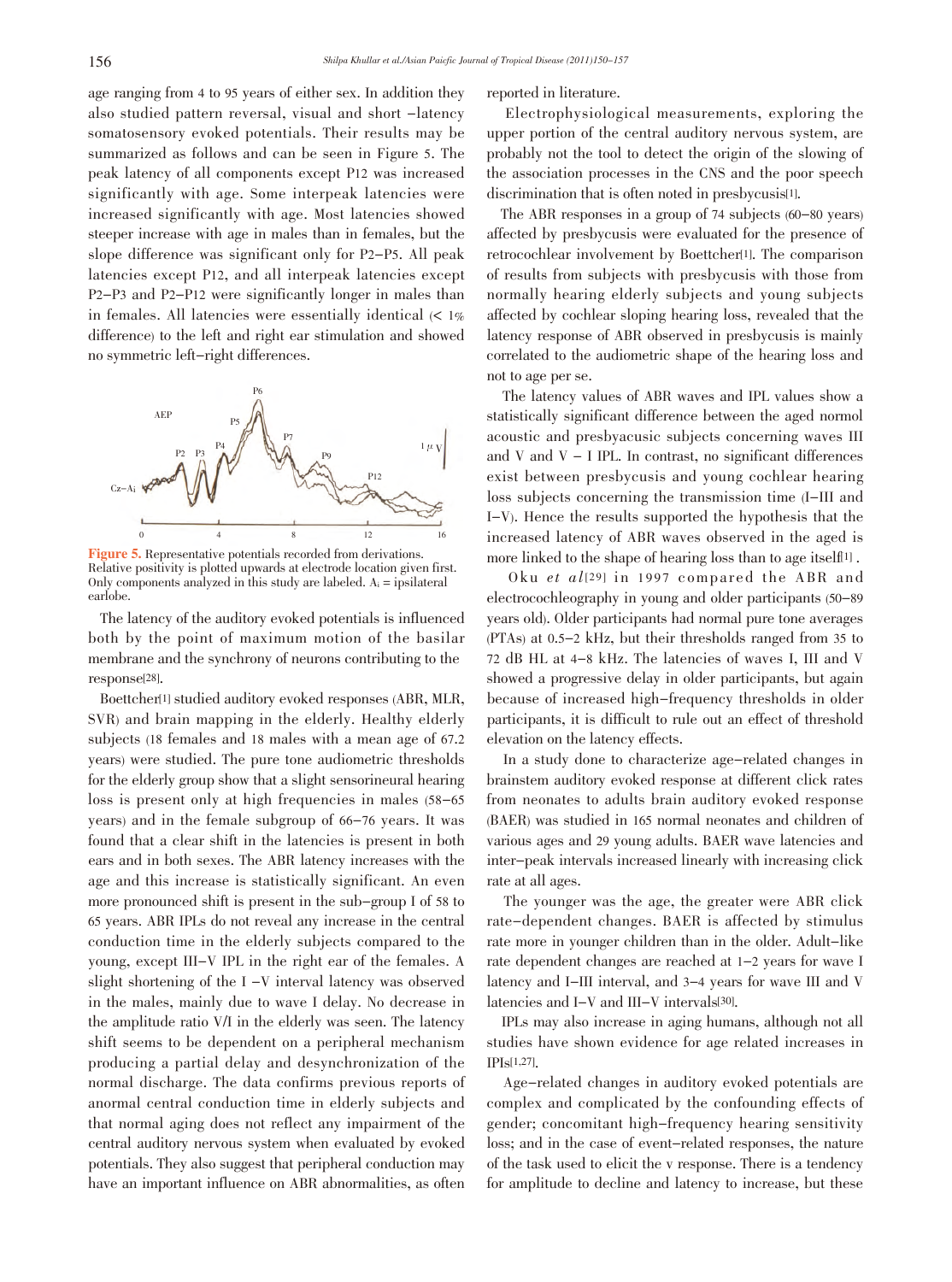age ranging from 4 to 95 years of either sex. In addition they also studied pattern reversal, visual and short –latency somatosensory evoked potentials. Their results may be summarized as follows and can be seen in Figure 5. The peak latency of all components except P12 was increased significantly with age. Some interpeak latencies were increased significantly with age. Most latencies showed steeper increase with age in males than in females, but the slope difference was significant only for P2–P5. All peak latencies except P12, and all interpeak latencies except P2–P3 and P2–P12 were significantly longer in males than in females. All latencies were essentially identical (< 1% difference) to the left and right ear stimulation and showed no symmetric left–right differences.

**Figure 5.** Representative potentials recorded from derivations. Relative positivity is plotted upwards at electrode location given first. Only components analyzed in this study are labeled. $A_i$ = ipsilateral earlobe.

The latency of the auditory evoked potentials is influenced both by the point of maximum motion of the basilar membrane and the synchrony of neurons contributing to the response[28].

Boettcher[1] studied auditory evoked responses (ABR, MLR, SVR) and brain mapping in the elderly. Healthy elderly subjects (18 females and 18 males with a mean age of 67.2 years) were studied. The pure tone audiometric thresholds for the elderly group show that a slight sensorineural hearing loss is present only at high frequencies in males (58–65 years) and in the female subgroup of 66–76 years. It was found that a clear shift in the latencies is present in both ears and in both sexes. The ABR latency increases with the age and this increase is statistically significant. An even more pronounced shift is present in the sub–group I of 58 to 65 years. ABR IPLs do not reveal any increase in the central conduction time in the elderly subjects compared to the young, except III–V IPL in the right ear of the females. A slight shortening of the I –V interval latency was observed in the males, mainly due to wave I delay. No decrease in the amplitude ratio V/I in the elderly was seen. The latency shift seems to be dependent on a peripheral mechanism producing a partial delay and desynchronization of the normal discharge. The data confirms previous reports of anormal central conduction time in elderly subjects and that normal aging does not reflect any impairment of the central auditory nervous system when evaluated by evoked potentials. They also suggest that peripheral conduction may have an important influence on ABR abnormalities, as often reported in literature.

Electrophysiological measurements, exploring the upper portion of the central auditory nervous system, are probably not the tool to detect the origin of the slowing of the association processes in the CNS and the poor speech discrimination that is often noted in presbycusis[1].

The ABR responses in a group of 74 subjects (60–80 years) affected by presbycusis were evaluated for the presence of retrocochlear involvement by Boettcher[1]. The comparison of results from subjects with presbycusis with those from normally hearing elderly subjects and young subjects affected by cochlear sloping hearing loss, revealed that the latency response of ABR observed in presbycusis is mainly correlated to the audiometric shape of the hearing loss and not to age per se.

The latency values of ABR waves and IPL values show a statistically significant difference between the aged normol acoustic and presbyacusic subjects concerning waves III and V and V – I IPL. In contrast, no significant differences exist between presbycusis and young cochlear hearing loss subjects concerning the transmission time (I–III and I–V). Hence the results supported the hypothesis that the increased latency of ABR waves observed in the aged is more linked to the shape of hearing loss than to age itself[1].

Oku *et al*[29] in 1997 compared the ABR and electrocochleography in young and older participants (50–89 years old). Older participants had normal pure tone averages (PTAs) at 0.5–2 kHz, but their thresholds ranged from 35 to 72 dB HL at 4–8 kHz. The latencies of waves I, III and V showed a progressive delay in older participants, but again because of increased high–frequency thresholds in older participants, it is difficult to rule out an effect of threshold elevation on the latency effects.

In a study done to characterize age–related changes in brainstem auditory evoked response at different click rates from neonates to adults brain auditory evoked response (BAER) was studied in 165 normal neonates and children of various ages and 29 young adults. BAER wave latencies and inter–peak intervals increased linearly with increasing click rate at all ages.

The younger was the age, the greater were ABR click rate–dependent changes. BAER is affected by stimulus rate more in younger children than in the older. Adult–like rate dependent changes are reached at 1–2 years for wave I latency and I–III interval, and 3–4 years for wave III and V latencies and I–V and III–V intervals[30].

IPLs may also increase in aging humans, although not all studies have shown evidence for age related increases in IPIs[1,27].

Age–related changes in auditory evoked potentials are complex and complicated by the confounding effects of gender; concomitant high–frequency hearing sensitivity loss; and in the case of event–related responses, the nature of the task used to elicit the v response. There is a tendency for amplitude to decline and latency to increase, but these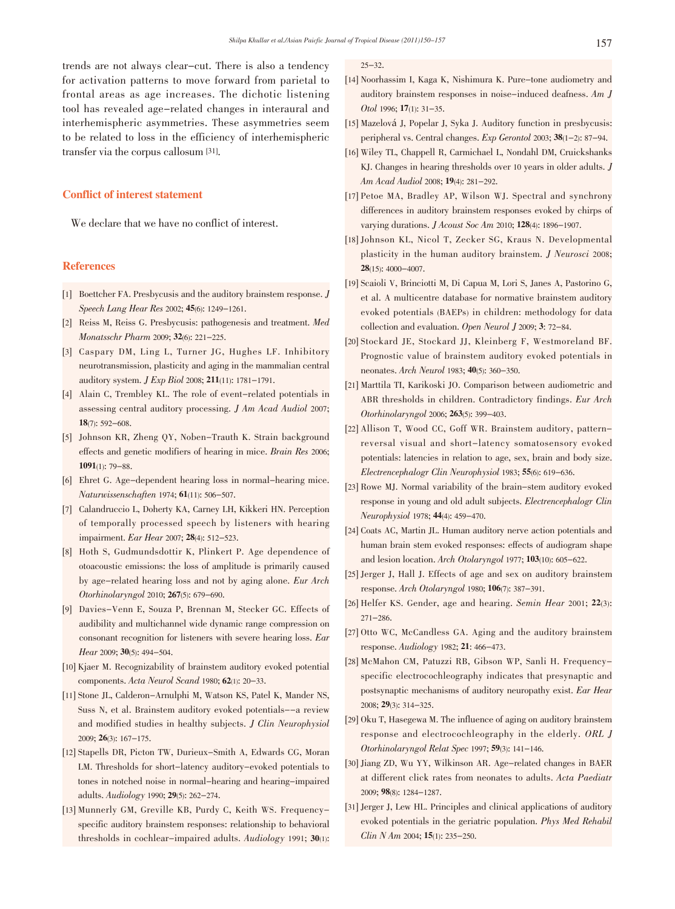trends are not always clear-cut. There is also a tendency for activation patterns to move forward from parietal to frontal areas as age increases. The dichotic listening tool has revealed age-related changes in interaural and interhemispheric asymmetries. These asymmetries seem to be related to loss in the efficiency of interhemispheric transfer via the corpus callosum [31].

## Conflict of interest statement

We declare that we have no conflict of interest.

## References

[1] Boettcher FA. Presbycusis and the auditory brainstem response. *J Speech Lang Hear Res* 2002; **45**(6): 1249-1261.

[2] Reiss M, Reiss G. Presbycusis: pathogenesis and treatment. *Med Monatsschr Pharm* 2009; **32**(6): 221-225.

[3] Caspary DM, Ling L, Turner JG, Hughes LF. Inhibitory neurotransmission, plasticity and aging in the mammalian central auditory system. *J Exp Biol* 2008; **211**(11): 1781-1791.

[4] Alain C, Trembley KL. The role of event-related potentials in assessing central auditory processing. *J Am Acad Audiol* 2007; **18**(7): 592-608.

[5] Johnson KR, Zheng QY, Noben-Trauth K. Strain background effects and genetic modifiers of hearing in mice. *Brain Res* 2006; **1091**(1): 79-88.

[6] Ehret G. Age-dependent hearing loss in normal-hearing mice. *Naturwissenschaften* 1974; **61**(11): 506-507.

[7] Calandruccio L, Doherty KA, Carney LH, Kikkeri HN. Perception of temporally processed speech by listeners with hearing impairment. *Ear Hear* 2007; **28**(4): 512-523.

[8] Hoth S, Gudmundsdottir K, Plinkert P. Age dependence of otoacoustic emissions: the loss of amplitude is primarily caused by age-related hearing loss and not by aging alone. *Eur Arch Otorhinolaryngol* 2010; **267**(5): 679-690.

[9] Davies-Venn E, Souza P, Brennan M, Stecker GC. Effects of audibility and multichannel wide dynamic range compression on consonant recognition for listeners with severe hearing loss. *Ear Hear* 2009; **30**(5): 494-504.

[10] Kjaer M. Recognizability of brainstem auditory evoked potential components. *Acta Neurol Scand* 1980; **62**(1): 20-33.

[11] Stone JL, Calderon-Arnulphi M, Watson KS, Patel K, Mander NS, Suss N, et al. Brainstem auditory evoked potentials--a review and modified studies in healthy subjects. *J Clin Neurophysiol* 2009; **26**(3): 167-175.

[12] Stapells DR, Picton TW, Durieux-Smith A, Edwards CG, Moran LM. Thresholds for short-latency auditory-evoked potentials to tones in notched noise in normal-hearing and hearing-impaired adults. *Audiology* 1990; **29**(5): 262-274.

[13] Munnerly GM, Greville KB, Purdy C, Keith WS. Frequency-specific auditory brainstem responses: relationship to behavioral thresholds in cochlear-impaired adults. *Audiology* 1991; **30**(1): 25-32.

[14] Noorhassim I, Kaga K, Nishimura K. Pure-tone audiometry and auditory brainstem responses in noise-induced deafness. *Am J Otol* 1996; **17**(1): 31-35.

[15] Mazelová J, Popelar J, Syka J. Auditory function in presbycusis: peripheral vs. Central changes. *Exp Gerontol* 2003; **38**(1-2): 87-94.

[16] Wiley TL, Chappell R, Carmichael L, Nondahl DM, Cruickshanks KJ. Changes in hearing thresholds over 10 years in older adults. *J Am Acad Audiol* 2008; **19**(4): 281-292.

[17] Petoe MA, Bradley AP, Wilson WJ. Spectral and synchrony differences in auditory brainstem responses evoked by chirps of varying durations. *J Acoust Soc Am* 2010; **128**(4): 1896-1907.

[18] Johnson KL, Nicol T, Zecker SG, Kraus N. Developmental plasticity in the human auditory brainstem. *J Neurosci* 2008; **28**(15): 4000-4007.

[19] Scaioli V, Brinciotti M, Di Capua M, Lori S, Janes A, Pastorino G, et al. A multicentre database for normative brainstem auditory evoked potentials (BAEPs) in children: methodology for data collection and evaluation. *Open Neurol J* 2009; **3**: 72-84.

[20] Stockard JE, Stockard JJ, Kleinberg F, Westmoreland BF. Prognostic value of brainstem auditory evoked potentials in neonates. *Arch Neurol* 1983; **40**(5): 360-350.

[21] Marttila TI, Karikoski JO. Comparison between audiometric and ABR thresholds in children. Contradictory findings. *Eur Arch Otorhinolaryngol* 2006; **263**(5): 399-403.

[22] Allison T, Wood CC, Goff WR. Brainstem auditory, pattern-reversal visual and short-latency somatosensory evoked potentials: latencies in relation to age, sex, brain and body size. *Electrencephalogr Clin Neurophysiol* 1983; **55**(6): 619-636.

[23] Rowe MJ. Normal variability of the brain-stem auditory evoked response in young and old adult subjects. *Electrencephalogr Clin Neurophysiol* 1978; **44**(4): 459-470.

[24] Coats AC, Martin JL. Human auditory nerve action potentials and human brain stem evoked responses: effects of audiogram shape and lesion location. *Arch Otolaryngol* 1977; **103**(10): 605-622.

[25] Jerger J, Hall J. Effects of age and sex on auditory brainstem response. *Arch Otolaryngol* 1980; **106**(7): 387-391.

[26] Helfer KS. Gender, age and hearing. *Semin Hear* 2001; **22**(3): 271-286.

[27] Otto WC, McCandless GA. Aging and the auditory brainstem response. *Audiology* 1982; **21**: 466-473.

[28] McMahon CM, Patuzzi RB, Gibson WP, Sanli H. Frequency-specific electrocochleography indicates that presynaptic and postsynaptic mechanisms of auditory neuropathy exist. *Ear Hear* 2008; **29**(3): 314-325.

[29] Oku T, Hasegewa M. The influence of aging on auditory brainstem response and electrocochleography in the elderly. *ORL J Otorhinolaryngol Relat Spec* 1997; **59**(3): 141-146.

[30] Jiang ZD, Wu YY, Wilkinson AR. Age-related changes in BAER at different click rates from neonates to adults. *Acta Paediatr* 2009; **98**(8): 1284-1287.

[31] Jerger J, Lew HL. Principles and clinical applications of auditory evoked potentials in the geriatric population. *Phys Med Rehabil Clin N Am* 2004; **15**(1): 235-250.